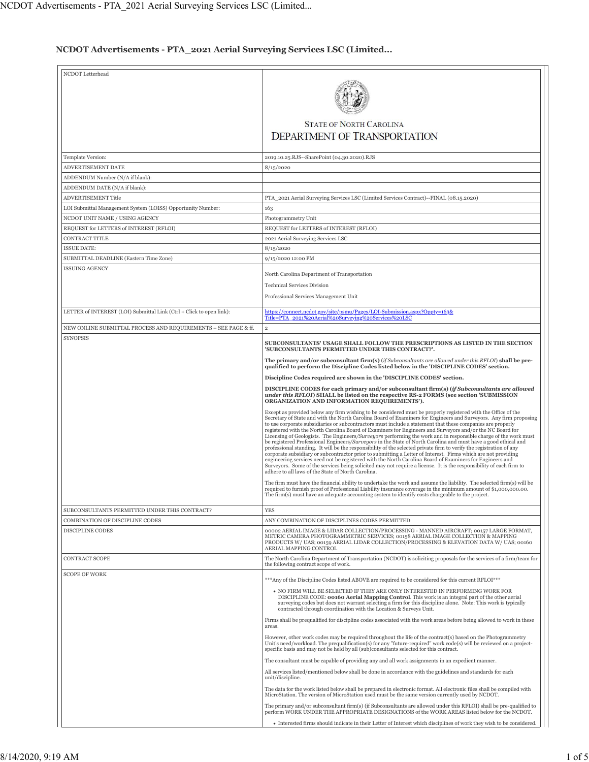# NCDOT Advertisements - PTA_2021 Aerial Surveying Services LSC (Limited...

| NCDOT Letterhead | STATE OF NORTH CAROLINA<br>DEPARTMENT OF TRANSPORTATION |
|---|---|
| Template Version: | 2019.10.25.RJS--SharePoint (04.30.2020).RJS |
| ADVERTISEMENT DATE | 8/15/2020 |
| ADDENDUM Number (N/A if blank): | |
| ADDENDUM DATE (N/A if blank): | |
| ADVERTISEMENT Title | PTA_2021 Aerial Surveying Services LSC (Limited Services Contract)--FINAL (08.15.2020) |
| LOI Submittal Management System (LOISS) Opportunity Number: | 163 |
| NCDOT UNIT NAME / USING AGENCY | Photogrammetry Unit |
| REQUEST for LETTERS of INTEREST (RFLOI) | REQUEST for LETTERS of INTEREST (RFLOI) |
| CONTRACT TITLE | 2021 Aerial Surveying Services LSC |
| ISSUE DATE: | 8/15/2020 |
| SUBMITTAL DEADLINE (Eastern Time Zone) | 9/15/2020 12:00 PM |
| ISSUING AGENCY | North Carolina Department of Transportation<br><br>Technical Services Division<br><br>Professional Services Management Unit |
| LETTER of INTEREST (LOI) Submittal Link (Ctrl + Click to open link): | https://connect.ncdot.gov/site/psmu/Pages/LOI-Submission.aspx?Oppty=163&Title=PTA_2021%20Aerial%20Surveying%20Services%20LSC |
| NEW ONLINE SUBMITTAL PROCESS AND REQUIREMENTS – SEE PAGE & ff. | 2 |
| SYNOPSIS | **SUBCONSULTANTS' USAGE SHALL FOLLOW THE PRESCRIPTIONS AS LISTED IN THE SECTION 'SUBCONSULTANTS PERMITTED UNDER THIS CONTRACT?'.**<br><br>**The primary and/or subconsultant firm(s)** (*if Subconsultants are allowed under this RFLOI*) **shall be pre-qualified to perform the Discipline Codes listed below in the 'DISCIPLINE CODES' section.**<br><br>**Discipline Codes required are shown in the 'DISCIPLINE CODES' section.**<br><br>**DISCIPLINE CODES for each primary and/or subconsultant firm(s) (*if Subconsultants are allowed under this RFLOI*) SHALL be listed on the respective RS-2 FORMS (see section 'SUBMISSION ORGANIZATION AND INFORMATION REQUIREMENTS').**<br><br>Except as provided below any firm wishing to be considered must be properly registered with the Office of the Secretary of State and with the North Carolina Board of Examiners for Engineers and Surveyors. Any firm proposing to use corporate subsidiaries or subcontractors must include a statement that these companies are properly registered with the North Carolina Board of Examiners for Engineers and Surveyors and/or the NC Board for Licensing of Geologists. The Engineers/*Surveyors* performing the work and in responsible charge of the work must be registered Professional Engineers/*Surveyors* in the State of North Carolina and must have a good ethical and professional standing. It will be the responsibility of the selected private firm to verify the registration of any corporate subsidiary or subcontractor prior to submitting a Letter of Interest. Firms which are not providing engineering services need not be registered with the North Carolina Board of Examiners for Engineers and Surveyors. Some of the services being solicited may not require a license. It is the responsibility of each firm to adhere to all laws of the State of North Carolina.<br><br>The firm must have the financial ability to undertake the work and assume the liability. The selected firm(s) will be required to furnish proof of Professional Liability insurance coverage in the minimum amount of $1,000,000.00. The firm(s) must have an adequate accounting system to identify costs chargeable to the project. |
| SUBCONSULTANTS PERMITTED UNDER THIS CONTRACT? | YES |
| COMBINATION OF DISCIPLINE CODES | ANY COMBINATION OF DISCIPLINES CODES PERMITTED |
| DISCIPLINE CODES | 00002 AERIAL IMAGE & LIDAR COLLECTION/PROCESSING - MANNED AIRCRAFT; 00157 LARGE FORMAT, METRIC CAMERA PHOTOGRAMMETRIC SERVICES; 00158 AERIAL IMAGE COLLECTION & MAPPING PRODUCTS W/ UAS; 00159 AERIAL LIDAR COLLECTION/PROCESSING & ELEVATION DATA W/ UAS; 00160 AERIAL MAPPING CONTROL |
| CONTRACT SCOPE | The North Carolina Department of Transportation (NCDOT) is soliciting proposals for the services of a firm/team for the following contract scope of work. |
| SCOPE OF WORK | \*\*\*Any of the Discipline Codes listed ABOVE are required to be considered for this current RFLOI\*\*\*<br><br>• NO FIRM WILL BE SELECTED IF THEY ARE ONLY INTERESTED IN PERFORMING WORK FOR DISCIPLINE CODE: **00160 Aerial Mapping Control**. This work is an integral part of the other aerial surveying codes but does not warrant selecting a firm for this discipline alone. Note: This work is typically contracted through coordination with the Location & Surveys Unit.<br><br>Firms shall be prequalified for discipline codes associated with the work areas before being allowed to work in these areas.<br><br>However, other work codes may be required throughout the life of the contract(s) based on the Photogrammetry Unit's need/workload. The prequalification(s) for any "future-required" work code(s) will be reviewed on a project-specific basis and may not be held by all (sub)consultants selected for this contract.<br><br>The consultant must be capable of providing any and all work assignments in an expedient manner.<br><br>All services listed/mentioned below shall be done in accordance with the guidelines and standards for each unit/discipline.<br><br>The data for the work listed below shall be prepared in electronic format. All electronic files shall be compiled with MicroStation. The version of MicroStation used must be the same version currently used by NCDOT.<br><br>The primary and/or subconsultant firm(s) (if Subconsultants are allowed under this RFLOI) shall be pre-qualified to perform WORK UNDER THE APPROPRIATE DESIGNATIONS of the WORK AREAS listed below for the NCDOT.<br><br>• Interested firms should indicate in their Letter of Interest which disciplines of work they wish to be considered. |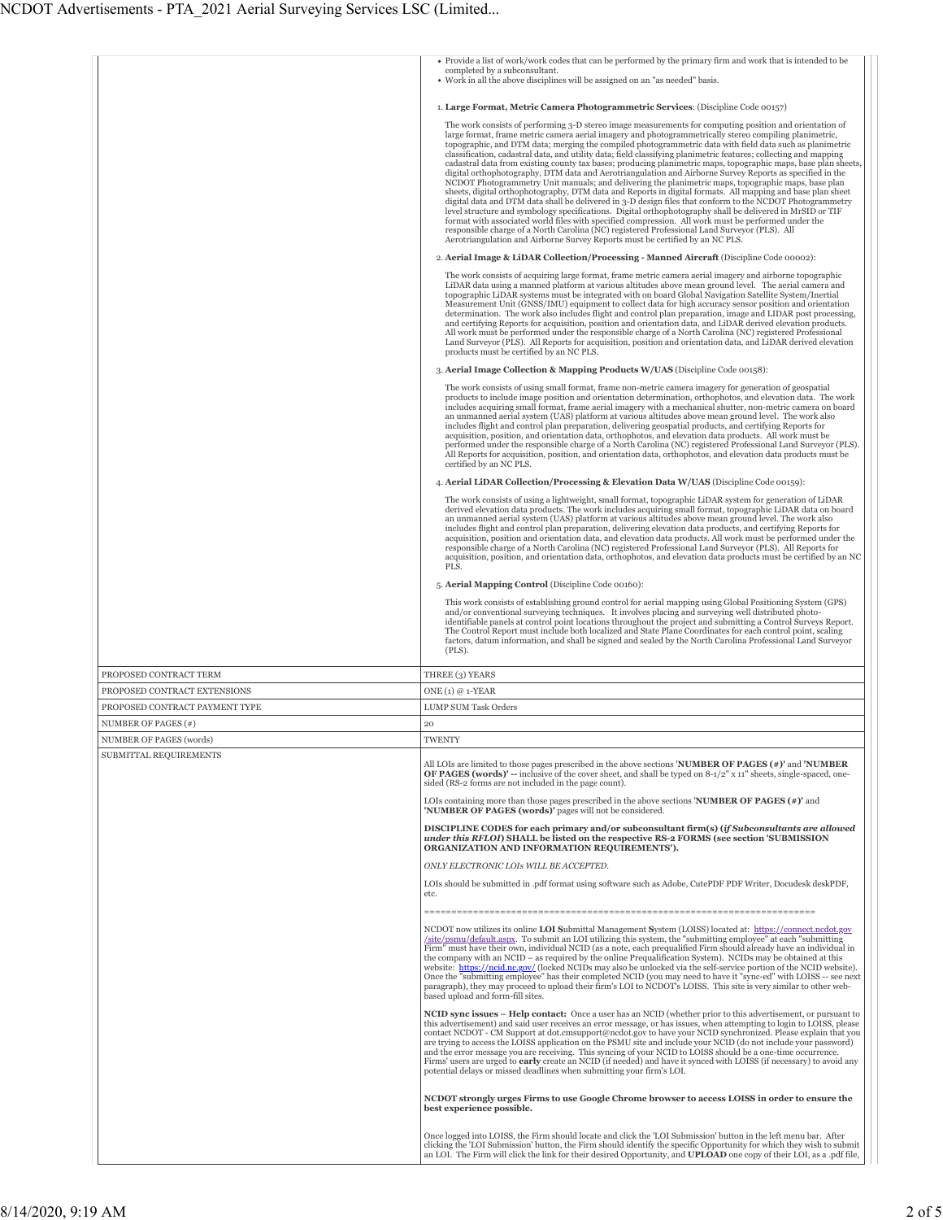| | |
|---|---|
| | • Provide a list of work/work codes that can be performed by the primary firm and work that is intended to be completed by a subconsultant.<br>• Work in all the above disciplines will be assigned on an "as needed" basis.<br><br>1. **Large Format, Metric Camera Photogrammetric Services**: (Discipline Code 00157)<br><br>The work consists of performing 3-D stereo image measurements for computing position and orientation of large format, frame metric camera aerial imagery and photogrammetrically stereo compiling planimetric, topographic, and DTM data; merging the compiled photogrammetric data with field data such as planimetric classification, cadastral data, and utility data; field classifying planimetric features; collecting and mapping cadastral data from existing county tax bases; producing planimetric maps, topographic maps, base plan sheets, digital orthophotography, DTM data and Aerotriangulation and Airborne Survey Reports as specified in the NCDOT Photogrammetry Unit manuals; and delivering the planimetric maps, topographic maps, base plan sheets, digital orthophotography, DTM data and Reports in digital formats. All mapping and base plan sheet digital data and DTM data shall be delivered in 3-D design files that conform to the NCDOT Photogrammetry level structure and symbology specifications. Digital orthophotography shall be delivered in MrSID or TIF format with associated world files with specified compression. All work must be performed under the responsible charge of a North Carolina (NC) registered Professional Land Surveyor (PLS). All Aerotriangulation and Airborne Survey Reports must be certified by an NC PLS.<br><br>2. **Aerial Image & LiDAR Collection/Processing - Manned Aircraft** (Discipline Code 00002):<br><br>The work consists of acquiring large format, frame metric camera aerial imagery and airborne topographic LiDAR data using a manned platform at various altitudes above mean ground level. The aerial camera and topographic LiDAR systems must be integrated with on board Global Navigation Satellite System/Inertial Measurement Unit (GNSS/IMU) equipment to collect data for high accuracy sensor position and orientation determination. The work also includes flight and control plan preparation, image and LiDAR post processing, and certifying Reports for acquisition, position and orientation data, and LiDAR derived elevation products. All work must be performed under the responsible charge of a North Carolina (NC) registered Professional Land Surveyor (PLS). All Reports for acquisition, position and orientation data, and LiDAR derived elevation products must be certified by an NC PLS.<br><br>3. **Aerial Image Collection & Mapping Products W/UAS** (Discipline Code 00158):<br><br>The work consists of using small format, frame non-metric camera imagery for generation of geospatial products to include image position and orientation determination, orthophotos, and elevation data. The work includes acquiring small format, frame aerial imagery with a mechanical shutter, non-metric camera on board an unmanned aerial system (UAS) platform at various altitudes above mean ground level. The work also includes flight and control plan preparation, delivering geospatial products, and certifying Reports for acquisition, position, and orientation data, orthophotos, and elevation data products. All work must be performed under the responsible charge of a North Carolina (NC) registered Professional Land Surveyor (PLS). All Reports for acquisition, position, and orientation data, orthophotos, and elevation data products must be certified by an NC PLS.<br><br>4. **Aerial LiDAR Collection/Processing & Elevation Data W/UAS** (Discipline Code 00159):<br><br>The work consists of using a lightweight, small format, topographic LiDAR system for generation of LiDAR derived elevation data products. The work includes acquiring small format, topographic LiDAR data on board an unmanned aerial system (UAS) platform at various altitudes above mean ground level. The work also includes flight and control plan preparation, delivering elevation data products, and certifying Reports for acquisition, position and orientation data, and elevation data products. All work must be performed under the responsible charge of a North Carolina (NC) registered Professional Land Surveyor (PLS). All Reports for acquisition, position, and orientation data, orthophotos, and elevation data products must be certified by an NC PLS.<br><br>5. **Aerial Mapping Control** (Discipline Code 00160):<br><br>This work consists of establishing ground control for aerial mapping using Global Positioning System (GPS) and/or conventional surveying techniques. It involves placing and surveying well distributed photo-identifiable panels at control point locations throughout the project and submitting a Control Surveys Report. The Control Report must include both localized and State Plane Coordinates for each control point, scaling factors, datum information, and shall be signed and sealed by the North Carolina Professional Land Surveyor (PLS). |
| PROPOSED CONTRACT TERM | THREE (3) YEARS |
| PROPOSED CONTRACT EXTENSIONS | ONE (1) @ 1-YEAR |
| PROPOSED CONTRACT PAYMENT TYPE | LUMP SUM Task Orders |
| NUMBER OF PAGES (#) | 20 |
| NUMBER OF PAGES (words) | TWENTY |
| SUBMITTAL REQUIREMENTS | All LOIs are limited to those pages prescribed in the above sections '**NUMBER OF PAGES (#)**' and '**NUMBER OF PAGES (words)**' -- inclusive of the cover sheet, and shall be typed on 8-1/2" x 11" sheets, single-spaced, one-sided (RS-2 forms are not included in the page count).<br><br>LOIs containing more than those pages prescribed in the above sections '**NUMBER OF PAGES (#)**' and '**NUMBER OF PAGES (words)**' pages will not be considered.<br><br>**DISCIPLINE CODES for each primary and/or subconsultant firm(s) (*if Subconsultants are allowed under this RFLOI*) SHALL be listed on the respective RS-2 FORMS (see section 'SUBMISSION ORGANIZATION AND INFORMATION REQUIREMENTS').**<br><br>*ONLY ELECTRONIC LOIs WILL BE ACCEPTED.*<br><br>LOIs should be submitted in .pdf format using software such as Adobe, CutePDF PDF Writer, Docudesk deskPDF, etc.<br><br>==========================================================================<br><br>NCDOT now utilizes its online **LOI S**ubmittal Management **S**ystem (LOISS) located at: https://connect.ncdot.gov/site/psmu/default.aspx. To submit an LOI utilizing this system, the "submitting employee" at each "submitting Firm" must have their own, individual NCID (as a note, each prequalified Firm should already have an individual in the company with an NCID – as required by the online Prequalification System). NCIDs may be obtained at this website: https://ncid.nc.gov/ (locked NCIDs may also be unlocked via the self-service portion of the NCID website). Once the "submitting employee" has their completed NCID (you may need to have it "sync-ed" with LOISS -- see next paragraph), they may proceed to upload their firm's LOI to NCDOT's LOISS. This site is very similar to other web-based upload and form-fill sites.<br><br>**NCID sync issues – Help contact:** Once a user has an NCID (whether prior to this advertisement, or pursuant to this advertisement) and said user receives an error message, or has issues, when attempting to login to LOISS, please contact NCDOT - CM Support at dot.cmsupport@ncdot.gov to have your NCID synchronized. Please explain that you are trying to access the LOISS application on the PSMU site and include your NCID (do not include your password) and the error message you are receiving. This syncing of your NCID to LOISS should be a one-time occurrence. Firms' users are urged to **early** create an NCID (if needed) and have it synced with LOISS (if necessary) to avoid any potential delays or missed deadlines when submitting your firm's LOI.<br><br>**NCDOT strongly urges Firms to use Google Chrome browser to access LOISS in order to ensure the best experience possible.**<br><br>Once logged into LOISS, the Firm should locate and click the 'LOI Submission' button in the left menu bar. After clicking the 'LOI Submission' button, the Firm should identify the specific Opportunity for which they wish to submit an LOI. The Firm will click the link for their desired Opportunity, and **UPLOAD** one copy of their LOI, as a .pdf file, |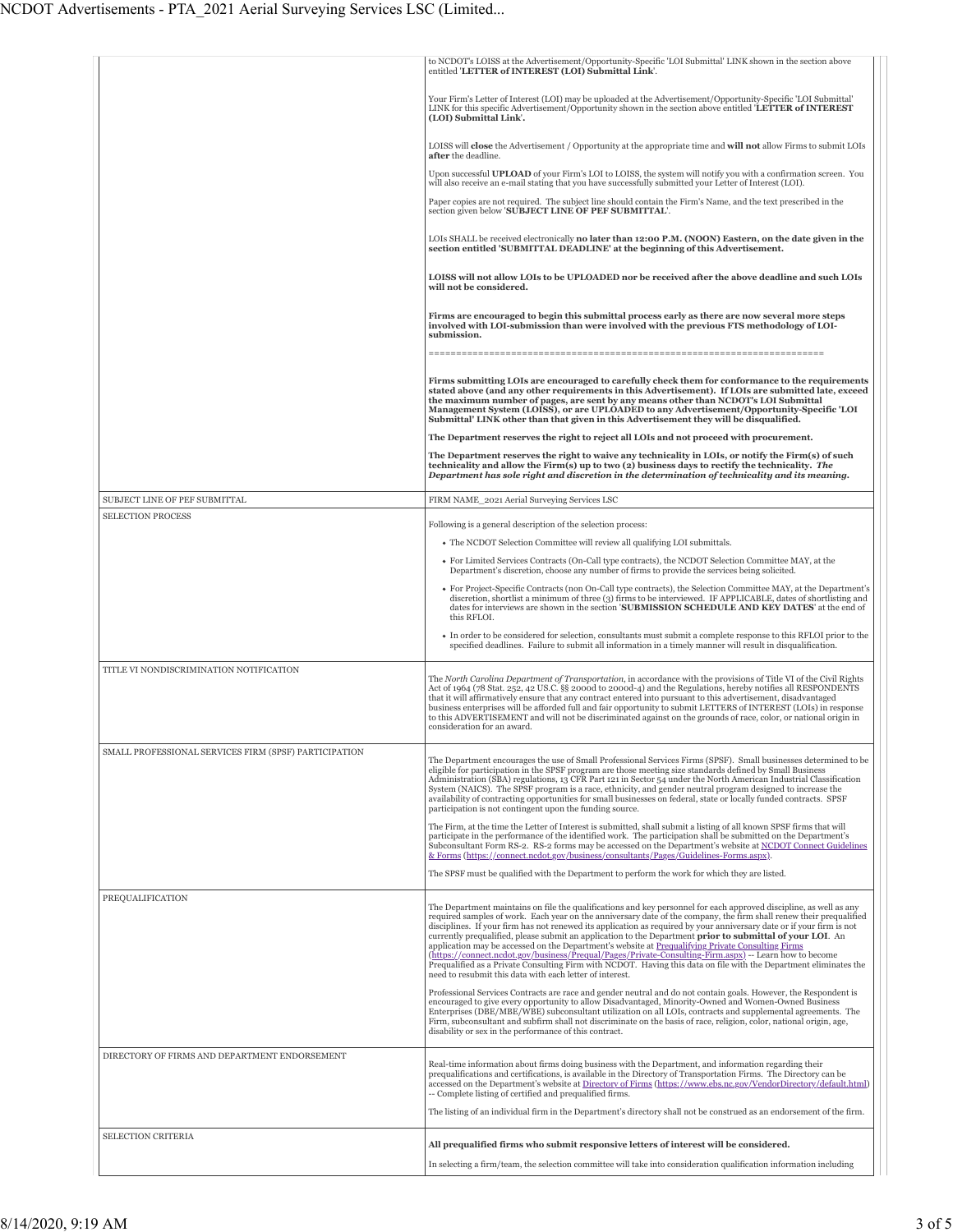| | |
|---|---|
| | to NCDOT's LOISS at the Advertisement/Opportunity-Specific 'LOI Submittal' LINK shown in the section above entitled '**LETTER of INTEREST (LOI) Submittal Link**'.<br><br>Your Firm's Letter of Interest (LOI) may be uploaded at the Advertisement/Opportunity-Specific 'LOI Submittal' LINK for this specific Advertisement/Opportunity shown in the section above entitled '**LETTER of INTEREST (LOI) Submittal Link**'.<br><br>LOISS will **close** the Advertisement / Opportunity at the appropriate time and **will not** allow Firms to submit LOIs **after** the deadline.<br><br>Upon successful **UPLOAD** of your Firm's LOI to LOISS, the system will notify you with a confirmation screen. You will also receive an e-mail stating that you have successfully submitted your Letter of Interest (LOI).<br><br>Paper copies are not required. The subject line should contain the Firm's Name, and the text prescribed in the section given below '**SUBJECT LINE OF PEF SUBMITTAL**'.<br><br>LOIs SHALL be received electronically **no later than 12:00 P.M. (NOON) Eastern, on the date given in the section entitled 'SUBMITTAL DEADLINE' at the beginning of this Advertisement.**<br><br>**LOISS will not allow LOIs to be UPLOADED nor be received after the above deadline and such LOIs will not be considered.**<br><br>**Firms are encouraged to begin this submittal process early as there are now several more steps involved with LOI-submission than were involved with the previous FTS methodology of LOI-submission.**<br><br>=======================================================================<br><br>**Firms submitting LOIs are encouraged to carefully check them for conformance to the requirements stated above (and any other requirements in this Advertisement). If LOIs are submitted late, exceed the maximum number of pages, are sent by any means other than NCDOT's LOI Submittal Management System (LOISS), or are UPLOADED to any Advertisement/Opportunity-Specific 'LOI Submittal' LINK other than that given in this Advertisement they will be disqualified.**<br><br>**The Department reserves the right to reject all LOIs and not proceed with procurement.**<br><br>**The Department reserves the right to waive any technicality in LOIs, or notify the Firm(s) of such technicality and allow the Firm(s) up to two (2) business days to rectify the technicality.** ***The Department has sole right and discretion in the determination of technicality and its meaning.*** |
| SUBJECT LINE OF PEF SUBMITTAL | FIRM NAME_2021 Aerial Surveying Services LSC |
| SELECTION PROCESS | Following is a general description of the selection process:<br><br>• The NCDOT Selection Committee will review all qualifying LOI submittals.<br>• For Limited Services Contracts (On-Call type contracts), the NCDOT Selection Committee MAY, at the Department's discretion, choose any number of firms to provide the services being solicited.<br>• For Project-Specific Contracts (non On-Call type contracts), the Selection Committee MAY, at the Department's discretion, shortlist a minimum of three (3) firms to be interviewed. IF APPLICABLE, dates of shortlisting and dates for interviews are shown in the section '**SUBMISSION SCHEDULE AND KEY DATES**' at the end of this RFLOI.<br>• In order to be considered for selection, consultants must submit a complete response to this RFLOI prior to the specified deadlines. Failure to submit all information in a timely manner will result in disqualification. |
| TITLE VI NONDISCRIMINATION NOTIFICATION | The *North Carolina Department of Transportation*, in accordance with the provisions of Title VI of the Civil Rights Act of 1964 (78 Stat. 252, 42 US.C. §§ 2000d to 2000d-4) and the Regulations, hereby notifies all RESPONDENTS that it will affirmatively ensure that any contract entered into pursuant to this advertisement, disadvantaged business enterprises will be afforded full and fair opportunity to submit LETTERS of INTEREST (LOIs) in response to this ADVERTISEMENT and will not be discriminated against on the grounds of race, color, or national origin in consideration for an award. |
| SMALL PROFESSIONAL SERVICES FIRM (SPSF) PARTICIPATION | The Department encourages the use of Small Professional Services Firms (SPSF). Small businesses determined to be eligible for participation in the SPSF program are those meeting size standards defined by Small Business Administration (SBA) regulations, 13 CFR Part 121 in Sector 54 under the North American Industrial Classification System (NAICS). The SPSF program is a race, ethnicity, and gender neutral program designed to increase the availability of contracting opportunities for small businesses on federal, state or locally funded contracts. SPSF participation is not contingent upon the funding source.<br><br>The Firm, at the time the Letter of Interest is submitted, shall submit a listing of all known SPSF firms that will participate in the performance of the identified work. The participation shall be submitted on the Department's Subconsultant Form RS-2. RS-2 forms may be accessed on the Department's website at [NCDOT Connect Guidelines & Forms](https://connect.ncdot.gov/business/consultants/Pages/Guidelines-Forms.aspx) (https://connect.ncdot.gov/business/consultants/Pages/Guidelines-Forms.aspx).<br><br>The SPSF must be qualified with the Department to perform the work for which they are listed. |
| PREQUALIFICATION | The Department maintains on file the qualifications and key personnel for each approved discipline, as well as any required samples of work. Each year on the anniversary date of the company, the firm shall renew their prequalified disciplines. If your firm has not renewed its application as required by your anniversary date or if your firm is not currently prequalified, please submit an application to the Department **prior to submittal of your LOI**. An application may be accessed on the Department's website at [Prequalifying Private Consulting Firms](https://connect.ncdot.gov/business/Prequal/Pages/Private-Consulting-Firm.aspx) (https://connect.ncdot.gov/business/Prequal/Pages/Private-Consulting-Firm.aspx) -- Learn how to become Prequalified as a Private Consulting Firm with NCDOT. Having this data on file with the Department eliminates the need to resubmit this data with each letter of interest.<br><br>Professional Services Contracts are race and gender neutral and do not contain goals. However, the Respondent is encouraged to give every opportunity to allow Disadvantaged, Minority-Owned and Women-Owned Business Enterprises (DBE/MBE/WBE) subconsultant utilization on all LOIs, contracts and supplemental agreements. The Firm, subconsultant and subfirm shall not discriminate on the basis of race, religion, color, national origin, age, disability or sex in the performance of this contract. |
| DIRECTORY OF FIRMS AND DEPARTMENT ENDORSEMENT | Real-time information about firms doing business with the Department, and information regarding their prequalifications and certifications, is available in the Directory of Transportation Firms. The Directory can be accessed on the Department's website at [Directory of Firms](https://www.ebs.nc.gov/VendorDirectory/default.html) (https://www.ebs.nc.gov/VendorDirectory/default.html) -- Complete listing of certified and prequalified firms.<br><br>The listing of an individual firm in the Department's directory shall not be construed as an endorsement of the firm. |
| SELECTION CRITERIA | **All prequalified firms who submit responsive letters of interest will be considered.**<br><br>In selecting a firm/team, the selection committee will take into consideration qualification information including |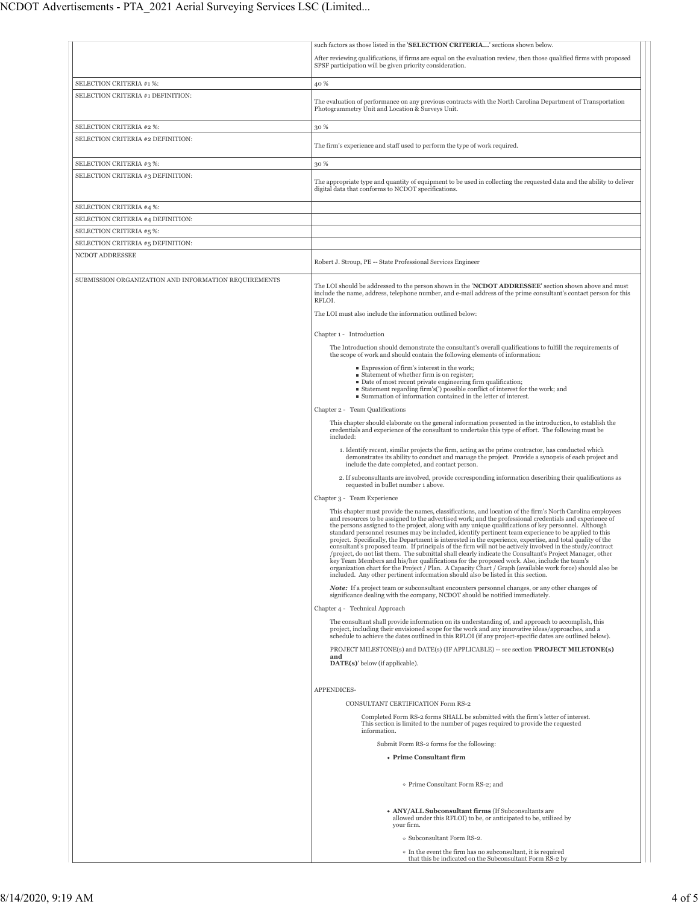| | |
|---|---|
| | such factors as those listed in the '**SELECTION CRITERIA...**' sections shown below.<br><br>After reviewing qualifications, if firms are equal on the evaluation review, then those qualified firms with proposed SPSF participation will be given priority consideration. |
| SELECTION CRITERIA #1 %: | 40 % |
| SELECTION CRITERIA #1 DEFINITION: | The evaluation of performance on any previous contracts with the North Carolina Department of Transportation Photogrammetry Unit and Location & Surveys Unit. |
| SELECTION CRITERIA #2 %: | 30 % |
| SELECTION CRITERIA #2 DEFINITION: | The firm's experience and staff used to perform the type of work required. |
| SELECTION CRITERIA #3 %: | 30 % |
| SELECTION CRITERIA #3 DEFINITION: | The appropriate type and quantity of equipment to be used in collecting the requested data and the ability to deliver digital data that conforms to NCDOT specifications. |
| SELECTION CRITERIA #4 %: | |
| SELECTION CRITERIA #4 DEFINITION: | |
| SELECTION CRITERIA #5 %: | |
| SELECTION CRITERIA #5 DEFINITION: | |
| NCDOT ADDRESSEE | Robert J. Stroup, PE -- State Professional Services Engineer |

SUBMISSION ORGANIZATION AND INFORMATION REQUIREMENTS

The LOI should be addressed to the person shown in the '**NCDOT ADDRESSEE**' section shown above and must include the name, address, telephone number, and e-mail address of the prime consultant's contact person for this RFLOI.

The LOI must also include the information outlined below:

Chapter 1 - Introduction

The Introduction should demonstrate the consultant's overall qualifications to fulfill the requirements of the scope of work and should contain the following elements of information:

- Expression of firm's interest in the work;
- Statement of whether firm is on register;
- Date of most recent private engineering firm qualification;
- Statement regarding firm's(') possible conflict of interest for the work; and
- Summation of information contained in the letter of interest.

Chapter 2 - Team Qualifications

This chapter should elaborate on the general information presented in the introduction, to establish the credentials and experience of the consultant to undertake this type of effort. The following must be included:

1. Identify recent, similar projects the firm, acting as the prime contractor, has conducted which demonstrates its ability to conduct and manage the project. Provide a synopsis of each project and include the date completed, and contact person.
2. If subconsultants are involved, provide corresponding information describing their qualifications as requested in bullet number 1 above.

Chapter 3 - Team Experience

This chapter must provide the names, classifications, and location of the firm's North Carolina employees and resources to be assigned to the advertised work; and the professional credentials and experience of the persons assigned to the project, along with any unique qualifications of key personnel. Although standard personnel resumes may be included, identify pertinent team experience to be applied to this project. Specifically, the Department is interested in the experience, expertise, and total quality of the consultant's proposed team. If principals of the firm will not be actively involved in the study/contract /project, do not list them. The submittal shall clearly indicate the Consultant's Project Manager, other key Team Members and his/her qualifications for the proposed work. Also, include the team's organization chart for the Project / Plan. A Capacity Chart / Graph (available work force) should also be included. Any other pertinent information should also be listed in this section.

***Note:*** If a project team or subconsultant encounters personnel changes, or any other changes of significance dealing with the company, NCDOT should be notified immediately.

Chapter 4 - Technical Approach

The consultant shall provide information on its understanding of, and approach to accomplish, this project, including their envisioned scope for the work and any innovative ideas/approaches, and a schedule to achieve the dates outlined in this RFLOI (if any project-specific dates are outlined below).

PROJECT MILESTONE(s) and DATE(s) (IF APPLICABLE) -- see section '**PROJECT MILETONE(s) and DATE(s)**' below (if applicable).

APPENDICES-

CONSULTANT CERTIFICATION Form RS-2

Completed Form RS-2 forms SHALL be submitted with the firm's letter of interest. This section is limited to the number of pages required to provide the requested information.

Submit Form RS-2 forms for the following:

- **Prime Consultant firm**
  - Prime Consultant Form RS-2; and
- **ANY/ALL Subconsultant firms** (If Subconsultants are allowed under this RFLOI) to be, or anticipated to be, utilized by your firm.
  - Subconsultant Form RS-2.
  - In the event the firm has no subconsultant, it is required that this be indicated on the Subconsultant Form RS-2 by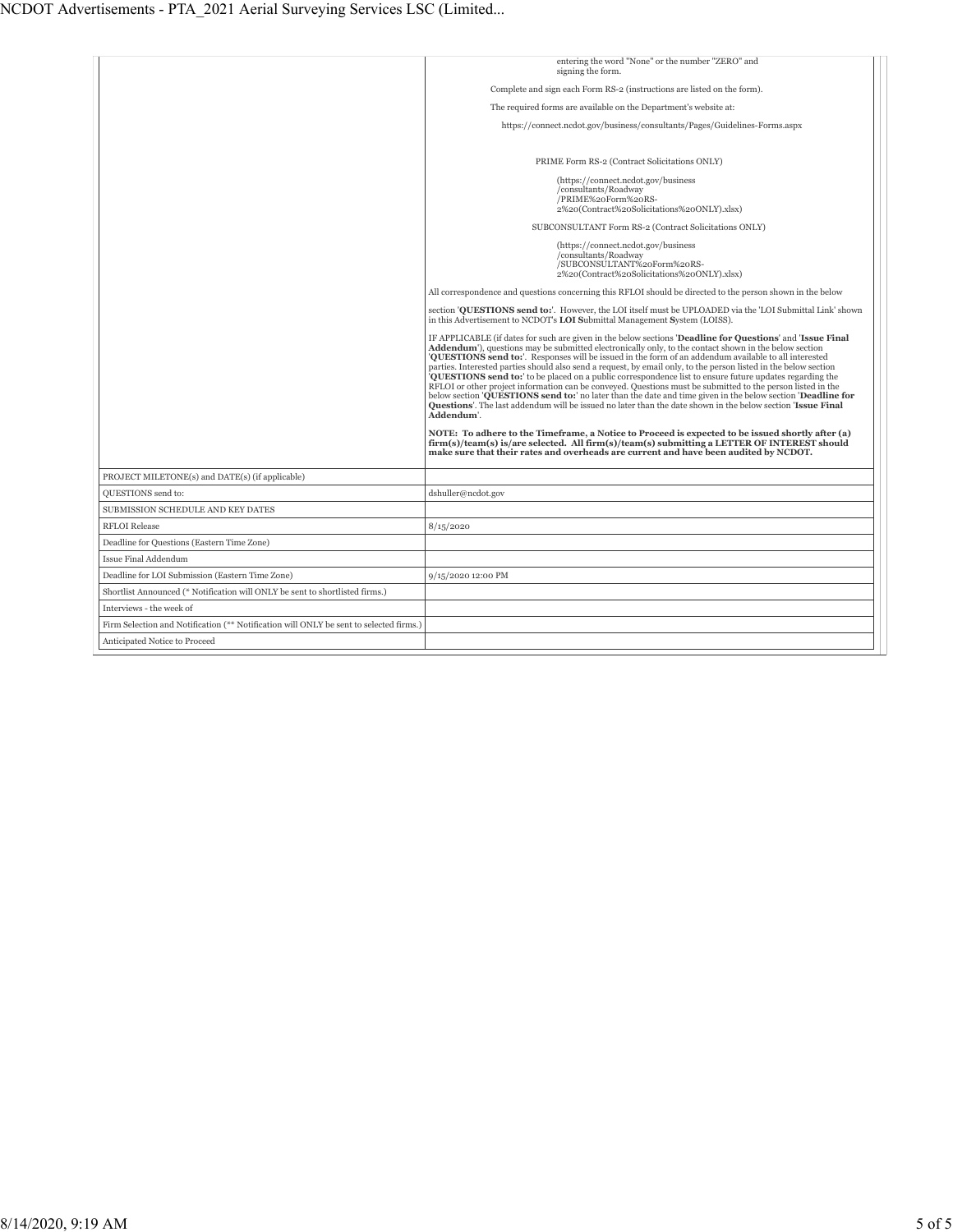| | |
|---|---|
| | entering the word "None" or the number "ZERO" and signing the form.<br><br>Complete and sign each Form RS-2 (instructions are listed on the form).<br><br>The required forms are available on the Department's website at:<br><br>https://connect.ncdot.gov/business/consultants/Pages/Guidelines-Forms.aspx<br><br>PRIME Form RS-2 (Contract Solicitations ONLY)<br><br>(https://connect.ncdot.gov/business/consultants/Roadway/PRIME%20Form%20RS-2%20(Contract%20Solicitations%20ONLY).xlsx)<br><br>SUBCONSULTANT Form RS-2 (Contract Solicitations ONLY)<br><br>(https://connect.ncdot.gov/business/consultants/Roadway/SUBCONSULTANT%20Form%20RS-2%20(Contract%20Solicitations%20ONLY).xlsx)<br><br>All correspondence and questions concerning this RFLOI should be directed to the person shown in the below<br><br>section '**QUESTIONS send to:**'. However, the LOI itself must be UPLOADED via the 'LOI Submittal Link' shown in this Advertisement to NCDOT's **LOI S**ubmittal Management **S**ystem (LOISS).<br><br>IF APPLICABLE (if dates for such are given in the below sections '**Deadline for Questions**' and '**Issue Final Addendum**'), questions may be submitted electronically only, to the contact shown in the below section '**QUESTIONS send to:**'. Responses will be issued in the form of an addendum available to all interested parties. Interested parties should also send a request, by email only, to the person listed in the below section '**QUESTIONS send to:**' to be placed on a public correspondence list to ensure future updates regarding the RFLOI or other project information can be conveyed. Questions must be submitted to the person listed in the below section '**QUESTIONS send to:**' no later than the date and time given in the below section '**Deadline for Questions**'. The last addendum will be issued no later than the date shown in the below section '**Issue Final Addendum**'.<br><br>**NOTE: To adhere to the Timeframe, a Notice to Proceed is expected to be issued shortly after (a) firm(s)/team(s) is/are selected. All firm(s)/team(s) submitting a LETTER OF INTEREST should make sure that their rates and overheads are current and have been audited by NCDOT.** |
| PROJECT MILETONE(s) and DATE(s) (if applicable) | |
| QUESTIONS send to: | dshuller@ncdot.gov |
| SUBMISSION SCHEDULE AND KEY DATES | |
| RFLOI Release | 8/15/2020 |
| Deadline for Questions (Eastern Time Zone) | |
| Issue Final Addendum | |
| Deadline for LOI Submission (Eastern Time Zone) | 9/15/2020 12:00 PM |
| Shortlist Announced (* Notification will ONLY be sent to shortlisted firms.) | |
| Interviews - the week of | |
| Firm Selection and Notification (** Notification will ONLY be sent to selected firms.) | |
| Anticipated Notice to Proceed | |